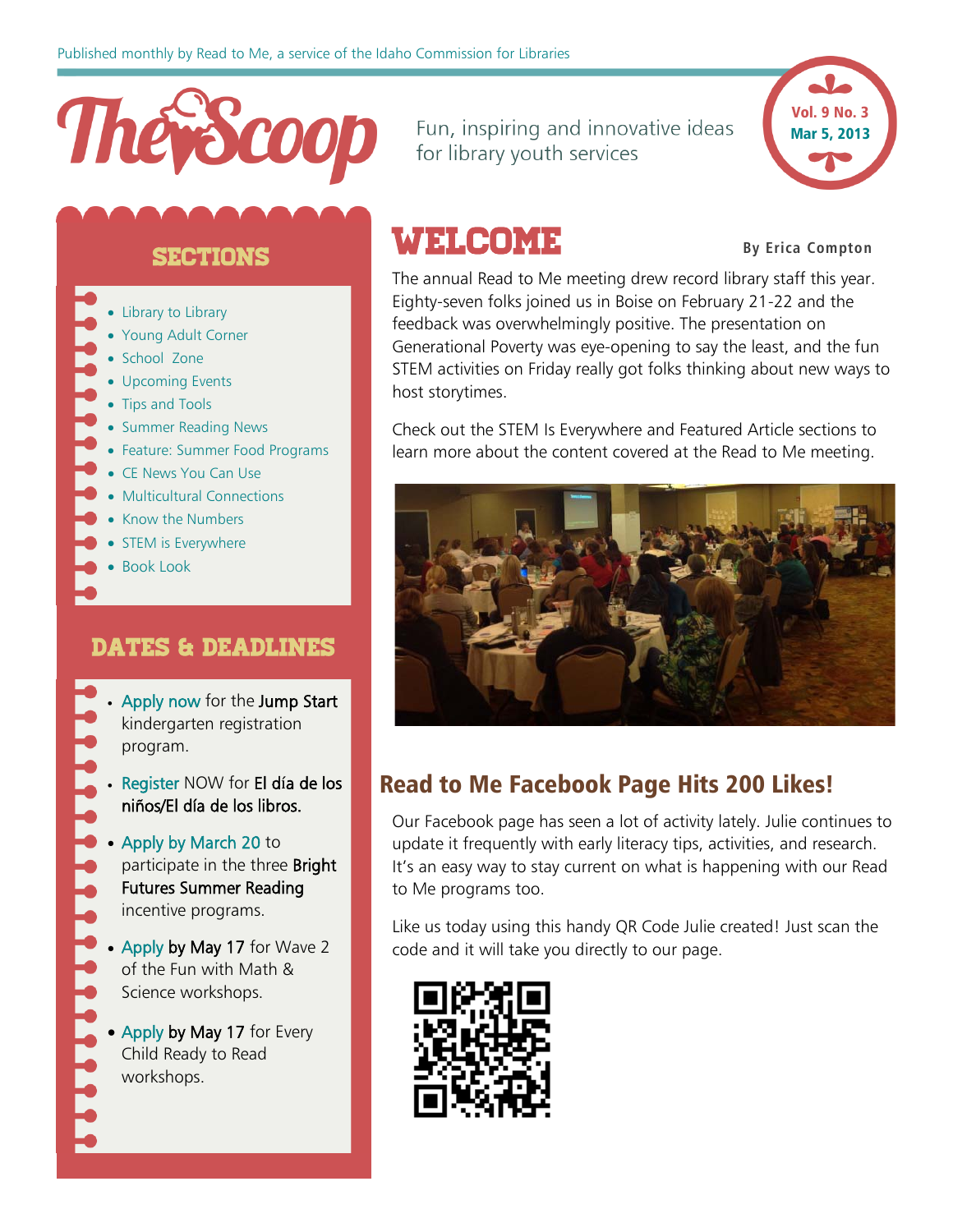Published monthly by Read to Me, a service of the Idaho Commission for Libraries

# The Scoop

Fun, inspiring and innovative ideas for library youth services

Vol. 9 No. 3
Mar 5, 2013

## SECTIONS

- Library to Library
- Young Adult Corner
- School Zone
- Upcoming Events
- Tips and Tools
- Summer Reading News
- Feature: Summer Food Programs
- CE News You Can Use
- Multicultural Connections
- Know the Numbers
- STEM is Everywhere
- Book Look

## DATES & DEADLINES

- Apply now for the **Jump Start** kindergarten registration program.
- Register NOW for **El día de los niños/El día de los libros.**
- Apply by March 20 to participate in the three **Bright Futures Summer Reading** incentive programs.
- Apply **by May 17** for Wave 2 of the Fun with Math & Science workshops.
- Apply **by May 17** for Every Child Ready to Read workshops.

## WELCOME

By Erica Compton

The annual Read to Me meeting drew record library staff this year. Eighty-seven folks joined us in Boise on February 21-22 and the feedback was overwhelmingly positive. The presentation on Generational Poverty was eye-opening to say the least, and the fun STEM activities on Friday really got folks thinking about new ways to host storytimes.

Check out the STEM Is Everywhere and Featured Article sections to learn more about the content covered at the Read to Me meeting.

## Read to Me Facebook Page Hits 200 Likes!

Our Facebook page has seen a lot of activity lately. Julie continues to update it frequently with early literacy tips, activities, and research. It's an easy way to stay current on what is happening with our Read to Me programs too.

Like us today using this handy QR Code Julie created! Just scan the code and it will take you directly to our page.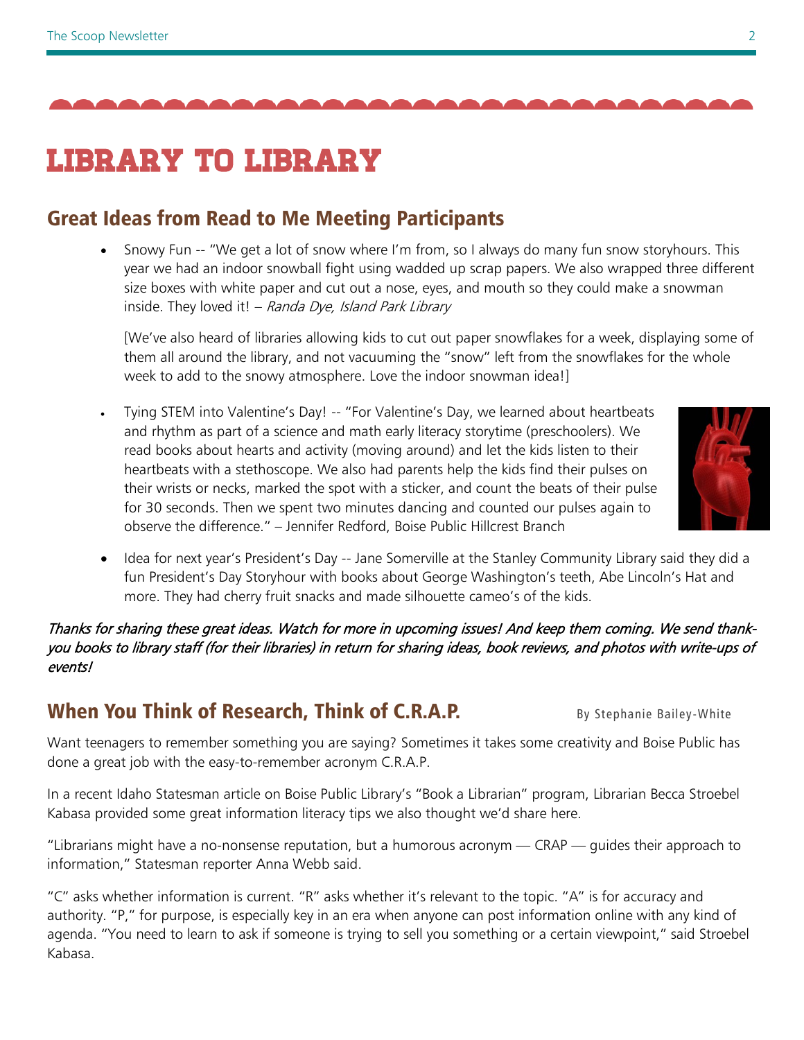# LIBRARY TO LIBRARY

## Great Ideas from Read to Me Meeting Participants

- Snowy Fun -- "We get a lot of snow where I'm from, so I always do many fun snow storyhours. This year we had an indoor snowball fight using wadded up scrap papers. We also wrapped three different size boxes with white paper and cut out a nose, eyes, and mouth so they could make a snowman inside. They loved it! – *Randa Dye, Island Park Library*

  [We've also heard of libraries allowing kids to cut out paper snowflakes for a week, displaying some of them all around the library, and not vacuuming the "snow" left from the snowflakes for the whole week to add to the snowy atmosphere. Love the indoor snowman idea!]

- Tying STEM into Valentine's Day! -- "For Valentine's Day, we learned about heartbeats and rhythm as part of a science and math early literacy storytime (preschoolers). We read books about hearts and activity (moving around) and let the kids listen to their heartbeats with a stethoscope. We also had parents help the kids find their pulses on their wrists or necks, marked the spot with a sticker, and count the beats of their pulse for 30 seconds. Then we spent two minutes dancing and counted our pulses again to observe the difference." – Jennifer Redford, Boise Public Hillcrest Branch

- Idea for next year's President's Day -- Jane Somerville at the Stanley Community Library said they did a fun President's Day Storyhour with books about George Washington's teeth, Abe Lincoln's Hat and more. They had cherry fruit snacks and made silhouette cameo's of the kids.

*Thanks for sharing these great ideas. Watch for more in upcoming issues! And keep them coming. We send thank-you books to library staff (for their libraries) in return for sharing ideas, book reviews, and photos with write-ups of events!*

## When You Think of Research, Think of C.R.A.P.

By Stephanie Bailey-White

Want teenagers to remember something you are saying? Sometimes it takes some creativity and Boise Public has done a great job with the easy-to-remember acronym C.R.A.P.

In a recent Idaho Statesman article on Boise Public Library's "Book a Librarian" program, Librarian Becca Stroebel Kabasa provided some great information literacy tips we also thought we'd share here.

"Librarians might have a no-nonsense reputation, but a humorous acronym — CRAP — guides their approach to information," Statesman reporter Anna Webb said.

"C" asks whether information is current. "R" asks whether it's relevant to the topic. "A" is for accuracy and authority. "P," for purpose, is especially key in an era when anyone can post information online with any kind of agenda. "You need to learn to ask if someone is trying to sell you something or a certain viewpoint," said Stroebel Kabasa.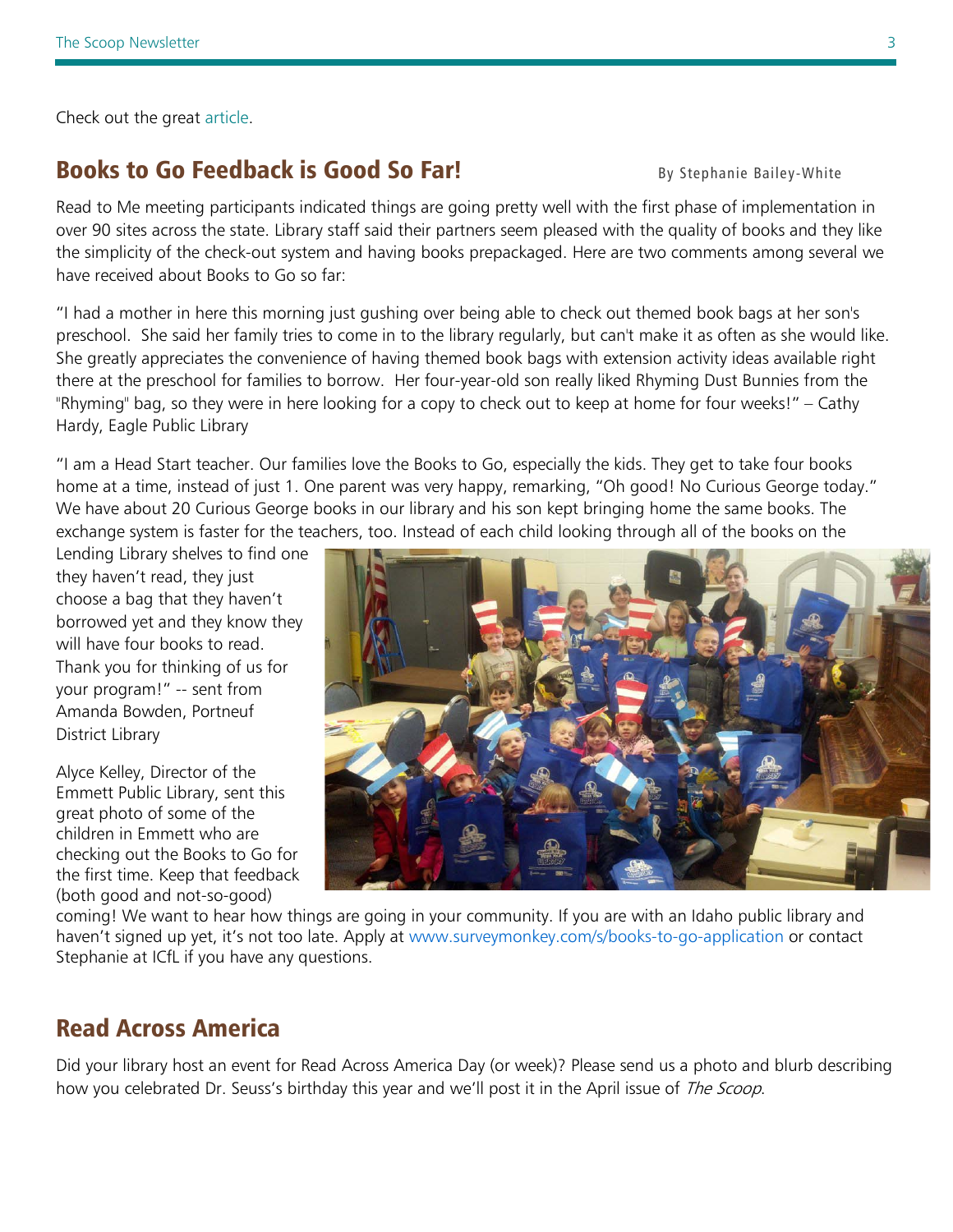Check out the great article.

## Books to Go Feedback is Good So Far!

By Stephanie Bailey-White

Read to Me meeting participants indicated things are going pretty well with the first phase of implementation in over 90 sites across the state. Library staff said their partners seem pleased with the quality of books and they like the simplicity of the check-out system and having books prepackaged. Here are two comments among several we have received about Books to Go so far:

"I had a mother in here this morning just gushing over being able to check out themed book bags at her son's preschool. She said her family tries to come in to the library regularly, but can't make it as often as she would like. She greatly appreciates the convenience of having themed book bags with extension activity ideas available right there at the preschool for families to borrow. Her four-year-old son really liked Rhyming Dust Bunnies from the "Rhyming" bag, so they were in here looking for a copy to check out to keep at home for four weeks!" – Cathy Hardy, Eagle Public Library

"I am a Head Start teacher. Our families love the Books to Go, especially the kids. They get to take four books home at a time, instead of just 1. One parent was very happy, remarking, "Oh good! No Curious George today." We have about 20 Curious George books in our library and his son kept bringing home the same books. The exchange system is faster for the teachers, too. Instead of each child looking through all of the books on the Lending Library shelves to find one they haven't read, they just choose a bag that they haven't borrowed yet and they know they will have four books to read. Thank you for thinking of us for your program!" -- sent from Amanda Bowden, Portneuf District Library

Alyce Kelley, Director of the Emmett Public Library, sent this great photo of some of the children in Emmett who are checking out the Books to Go for the first time. Keep that feedback (both good and not-so-good) coming! We want to hear how things are going in your community. If you are with an Idaho public library and haven't signed up yet, it's not too late. Apply at www.surveymonkey.com/s/books-to-go-application or contact Stephanie at ICfL if you have any questions.

## Read Across America

Did your library host an event for Read Across America Day (or week)? Please send us a photo and blurb describing how you celebrated Dr. Seuss's birthday this year and we'll post it in the April issue of *The Scoop*.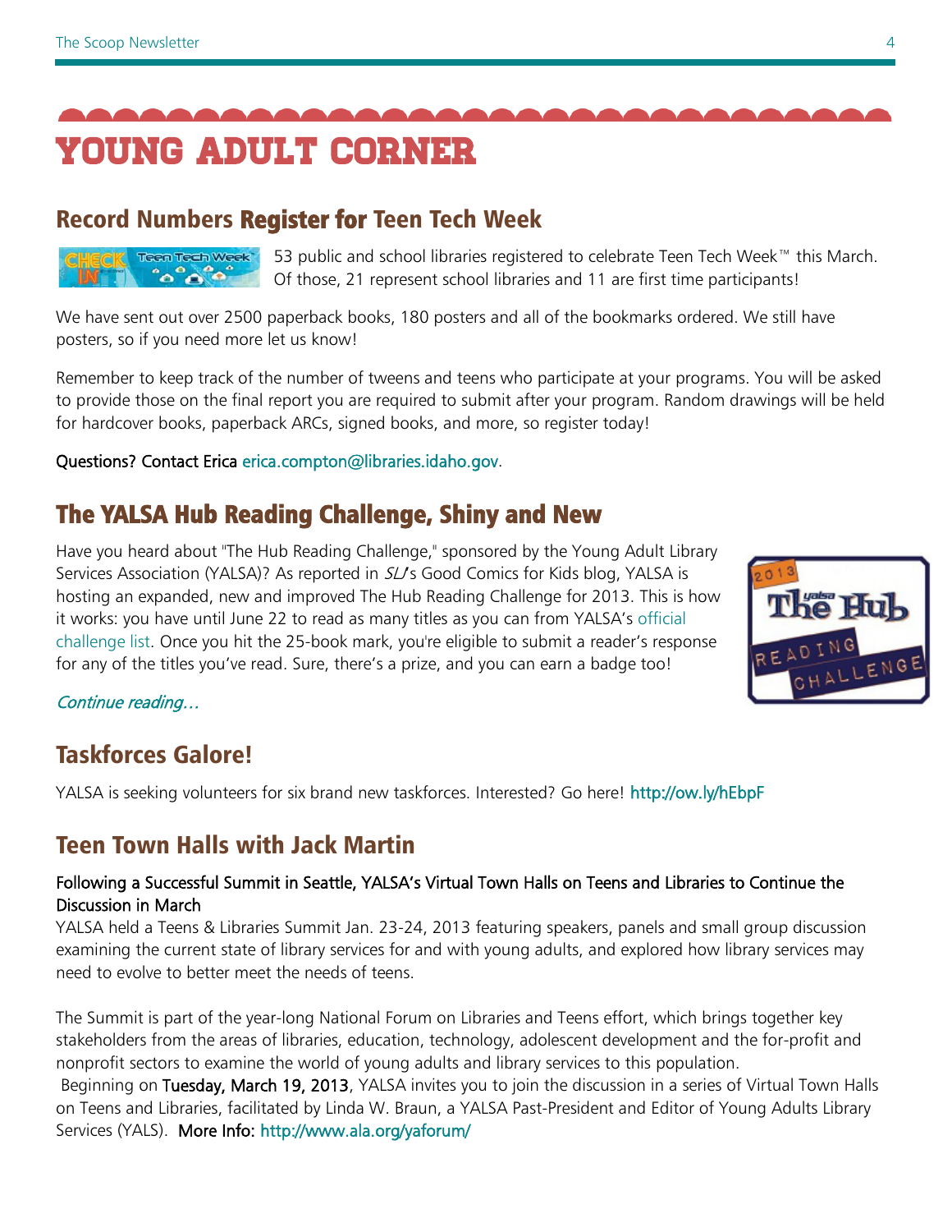# YOUNG ADULT CORNER

## Record Numbers Register for Teen Tech Week

53 public and school libraries registered to celebrate Teen Tech Week™ this March. Of those, 21 represent school libraries and 11 are first time participants!

We have sent out over 2500 paperback books, 180 posters and all of the bookmarks ordered. We still have posters, so if you need more let us know!

Remember to keep track of the number of tweens and teens who participate at your programs. You will be asked to provide those on the final report you are required to submit after your program. Random drawings will be held for hardcover books, paperback ARCs, signed books, and more, so register today!

Questions? Contact Erica erica.compton@libraries.idaho.gov.

## The YALSA Hub Reading Challenge, Shiny and New

Have you heard about "The Hub Reading Challenge," sponsored by the Young Adult Library Services Association (YALSA)? As reported in *SLJ*'s Good Comics for Kids blog, YALSA is hosting an expanded, new and improved The Hub Reading Challenge for 2013. This is how it works: you have until June 22 to read as many titles as you can from YALSA's official challenge list. Once you hit the 25-book mark, you're eligible to submit a reader's response for any of the titles you've read. Sure, there's a prize, and you can earn a badge too!

*Continue reading…*

## Taskforces Galore!

YALSA is seeking volunteers for six brand new taskforces. Interested? Go here! http://ow.ly/hEbpF

## Teen Town Halls with Jack Martin

Following a Successful Summit in Seattle, YALSA's Virtual Town Halls on Teens and Libraries to Continue the Discussion in March

YALSA held a Teens & Libraries Summit Jan. 23-24, 2013 featuring speakers, panels and small group discussion examining the current state of library services for and with young adults, and explored how library services may need to evolve to better meet the needs of teens.

The Summit is part of the year-long National Forum on Libraries and Teens effort, which brings together key stakeholders from the areas of libraries, education, technology, adolescent development and the for-profit and nonprofit sectors to examine the world of young adults and library services to this population.

Beginning on Tuesday, March 19, 2013, YALSA invites you to join the discussion in a series of Virtual Town Halls on Teens and Libraries, facilitated by Linda W. Braun, a YALSA Past-President and Editor of Young Adults Library Services (YALS). More Info: http://www.ala.org/yaforum/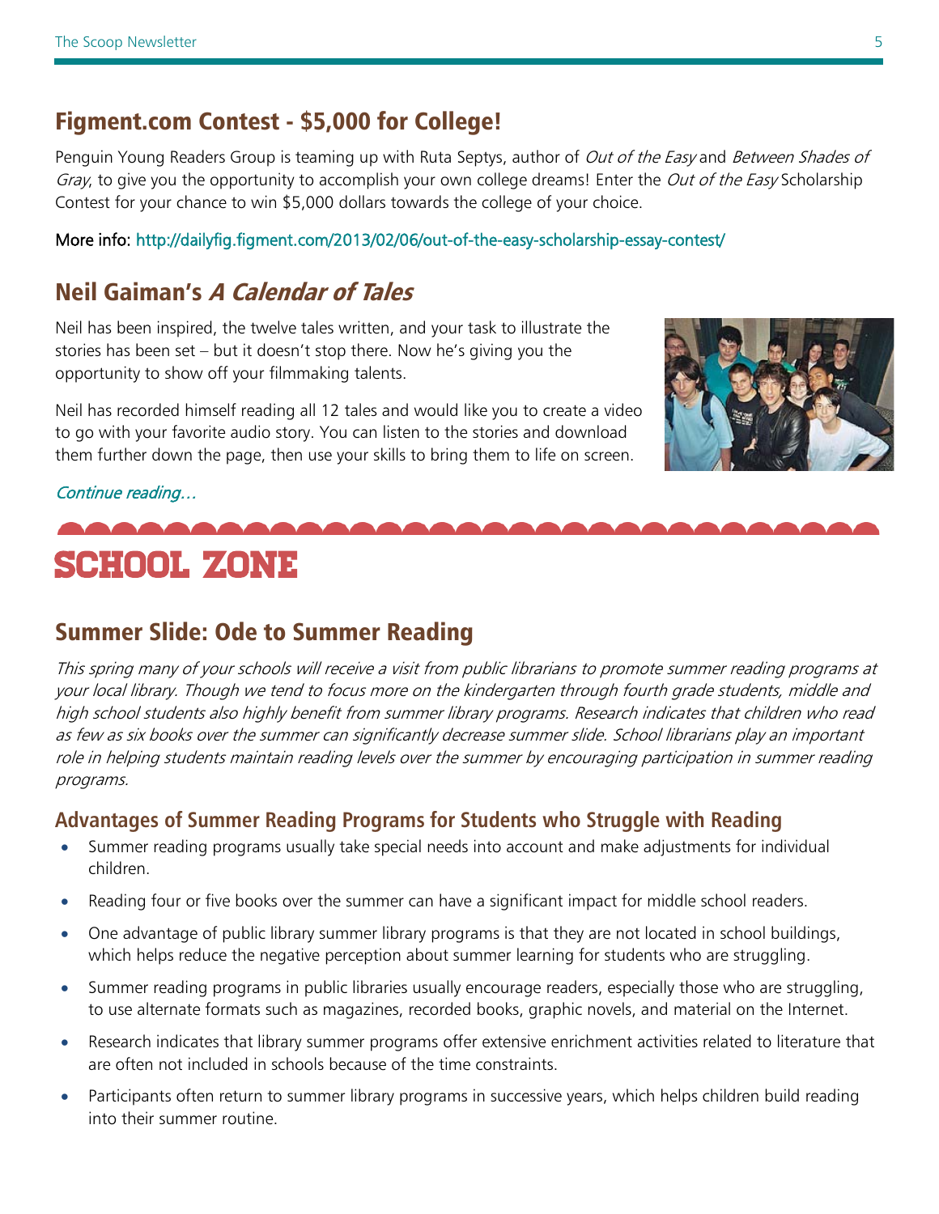## Figment.com Contest - $5,000 for College!

Penguin Young Readers Group is teaming up with Ruta Septys, author of *Out of the Easy* and *Between Shades of Gray*, to give you the opportunity to accomplish your own college dreams! Enter the *Out of the Easy* Scholarship Contest for your chance to win $5,000 dollars towards the college of your choice.

More info: http://dailyfig.figment.com/2013/02/06/out-of-the-easy-scholarship-essay-contest/

## Neil Gaiman's *A Calendar of Tales*

Neil has been inspired, the twelve tales written, and your task to illustrate the stories has been set – but it doesn't stop there. Now he's giving you the opportunity to show off your filmmaking talents.

Neil has recorded himself reading all 12 tales and would like you to create a video to go with your favorite audio story. You can listen to the stories and download them further down the page, then use your skills to bring them to life on screen.

*Continue reading…*

# SCHOOL ZONE

## Summer Slide: Ode to Summer Reading

*This spring many of your schools will receive a visit from public librarians to promote summer reading programs at your local library. Though we tend to focus more on the kindergarten through fourth grade students, middle and high school students also highly benefit from summer library programs. Research indicates that children who read as few as six books over the summer can significantly decrease summer slide. School librarians play an important role in helping students maintain reading levels over the summer by encouraging participation in summer reading programs.*

### Advantages of Summer Reading Programs for Students who Struggle with Reading

- Summer reading programs usually take special needs into account and make adjustments for individual children.
- Reading four or five books over the summer can have a significant impact for middle school readers.
- One advantage of public library summer library programs is that they are not located in school buildings, which helps reduce the negative perception about summer learning for students who are struggling.
- Summer reading programs in public libraries usually encourage readers, especially those who are struggling, to use alternate formats such as magazines, recorded books, graphic novels, and material on the Internet.
- Research indicates that library summer programs offer extensive enrichment activities related to literature that are often not included in schools because of the time constraints.
- Participants often return to summer library programs in successive years, which helps children build reading into their summer routine.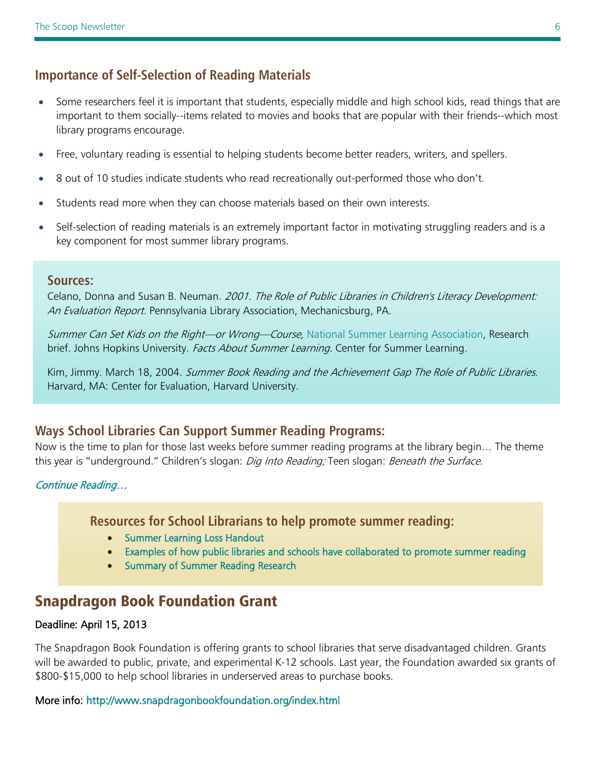## Importance of Self-Selection of Reading Materials

- Some researchers feel it is important that students, especially middle and high school kids, read things that are important to them socially--items related to movies and books that are popular with their friends--which most library programs encourage.
- Free, voluntary reading is essential to helping students become better readers, writers, and spellers.
- 8 out of 10 studies indicate students who read recreationally out-performed those who don't.
- Students read more when they can choose materials based on their own interests.
- Self-selection of reading materials is an extremely important factor in motivating struggling readers and is a key component for most summer library programs.

### Sources:

Celano, Donna and Susan B. Neuman*. 2001. The Role of Public Libraries in Children's Literacy Development: An Evaluation Report.* Pennsylvania Library Association, Mechanicsburg, PA.

*Summer Can Set Kids on the Right—or Wrong—Course,* National Summer Learning Association, Research brief. Johns Hopkins University. *Facts About Summer Learning.* Center for Summer Learning.

Kim, Jimmy. March 18, 2004. *Summer Book Reading and the Achievement Gap The Role of Public Libraries*. Harvard, MA: Center for Evaluation, Harvard University.

## Ways School Libraries Can Support Summer Reading Programs:

Now is the time to plan for those last weeks before summer reading programs at the library begin… The theme this year is "underground." Children's slogan: *Dig Into Reading;* Teen slogan: *Beneath the Surface*.

*Continue Reading…*

### Resources for School Librarians to help promote summer reading:

- Summer Learning Loss Handout
- Examples of how public libraries and schools have collaborated to promote summer reading
- Summary of Summer Reading Research

# Snapdragon Book Foundation Grant

Deadline: April 15, 2013

The Snapdragon Book Foundation is offering grants to school libraries that serve disadvantaged children. Grants will be awarded to public, private, and experimental K-12 schools. Last year, the Foundation awarded six grants of $800-$15,000 to help school libraries in underserved areas to purchase books.

More info: http://www.snapdragonbookfoundation.org/index.html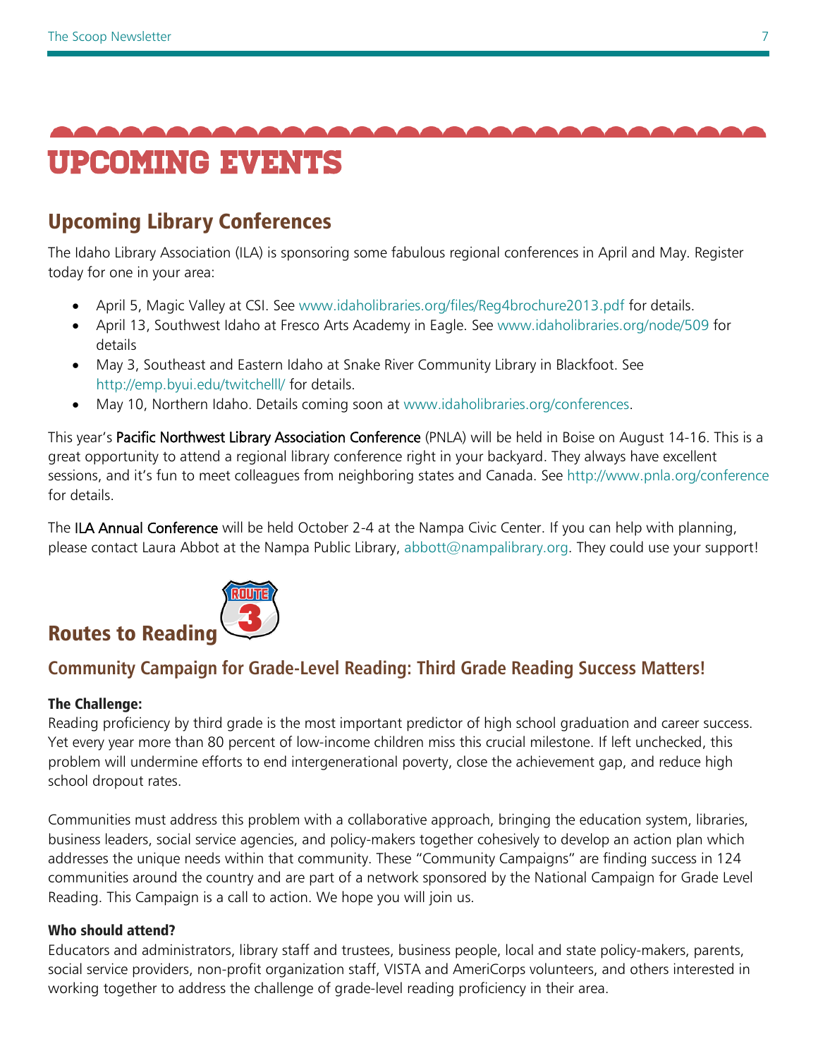# UPCOMING EVENTS

## Upcoming Library Conferences

The Idaho Library Association (ILA) is sponsoring some fabulous regional conferences in April and May. Register today for one in your area:

- April 5, Magic Valley at CSI. See www.idaholibraries.org/files/Reg4brochure2013.pdf for details.
- April 13, Southwest Idaho at Fresco Arts Academy in Eagle. See www.idaholibraries.org/node/509 for details
- May 3, Southeast and Eastern Idaho at Snake River Community Library in Blackfoot. See http://emp.byui.edu/twitchelll/ for details.
- May 10, Northern Idaho. Details coming soon at www.idaholibraries.org/conferences.

This year's Pacific Northwest Library Association Conference (PNLA) will be held in Boise on August 14-16. This is a great opportunity to attend a regional library conference right in your backyard. They always have excellent sessions, and it's fun to meet colleagues from neighboring states and Canada. See http://www.pnla.org/conference for details.

The ILA Annual Conference will be held October 2-4 at the Nampa Civic Center. If you can help with planning, please contact Laura Abbot at the Nampa Public Library, abbott@nampalibrary.org. They could use your support!

## Routes to Reading

### Community Campaign for Grade-Level Reading: Third Grade Reading Success Matters!

**The Challenge:**
Reading proficiency by third grade is the most important predictor of high school graduation and career success. Yet every year more than 80 percent of low-income children miss this crucial milestone. If left unchecked, this problem will undermine efforts to end intergenerational poverty, close the achievement gap, and reduce high school dropout rates.

Communities must address this problem with a collaborative approach, bringing the education system, libraries, business leaders, social service agencies, and policy-makers together cohesively to develop an action plan which addresses the unique needs within that community. These "Community Campaigns" are finding success in 124 communities around the country and are part of a network sponsored by the National Campaign for Grade Level Reading. This Campaign is a call to action. We hope you will join us.

**Who should attend?**
Educators and administrators, library staff and trustees, business people, local and state policy-makers, parents, social service providers, non-profit organization staff, VISTA and AmeriCorps volunteers, and others interested in working together to address the challenge of grade-level reading proficiency in their area.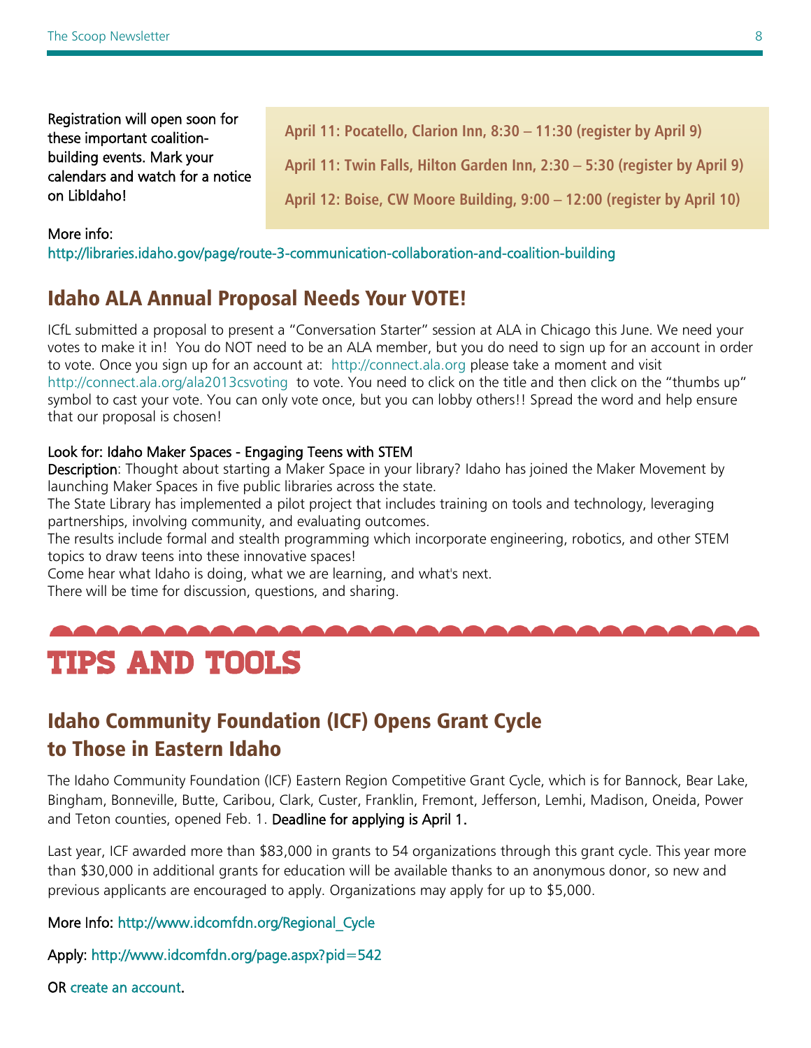Registration will open soon for these important coalition-building events. Mark your calendars and watch for a notice on LibIdaho!

**April 11: Pocatello, Clarion Inn, 8:30 – 11:30 (register by April 9)**

**April 11: Twin Falls, Hilton Garden Inn, 2:30 – 5:30 (register by April 9)**

**April 12: Boise, CW Moore Building, 9:00 – 12:00 (register by April 10)**

More info:
http://libraries.idaho.gov/page/route-3-communication-collaboration-and-coalition-building

## Idaho ALA Annual Proposal Needs Your VOTE!

ICfL submitted a proposal to present a "Conversation Starter" session at ALA in Chicago this June. We need your votes to make it in! You do NOT need to be an ALA member, but you do need to sign up for an account in order to vote. Once you sign up for an account at: http://connect.ala.org please take a moment and visit http://connect.ala.org/ala2013csvoting to vote. You need to click on the title and then click on the "thumbs up" symbol to cast your vote. You can only vote once, but you can lobby others!! Spread the word and help ensure that our proposal is chosen!

Look for: Idaho Maker Spaces - Engaging Teens with STEM

Description: Thought about starting a Maker Space in your library? Idaho has joined the Maker Movement by launching Maker Spaces in five public libraries across the state.

The State Library has implemented a pilot project that includes training on tools and technology, leveraging partnerships, involving community, and evaluating outcomes.

The results include formal and stealth programming which incorporate engineering, robotics, and other STEM topics to draw teens into these innovative spaces!

Come hear what Idaho is doing, what we are learning, and what's next.

There will be time for discussion, questions, and sharing.

# TIPS AND TOOLS

## Idaho Community Foundation (ICF) Opens Grant Cycle to Those in Eastern Idaho

The Idaho Community Foundation (ICF) Eastern Region Competitive Grant Cycle, which is for Bannock, Bear Lake, Bingham, Bonneville, Butte, Caribou, Clark, Custer, Franklin, Fremont, Jefferson, Lemhi, Madison, Oneida, Power and Teton counties, opened Feb. 1. Deadline for applying is April 1.

Last year, ICF awarded more than $83,000 in grants to 54 organizations through this grant cycle. This year more than $30,000 in additional grants for education will be available thanks to an anonymous donor, so new and previous applicants are encouraged to apply. Organizations may apply for up to $5,000.

More Info: http://www.idcomfdn.org/Regional_Cycle

Apply: http://www.idcomfdn.org/page.aspx?pid=542

OR create an account.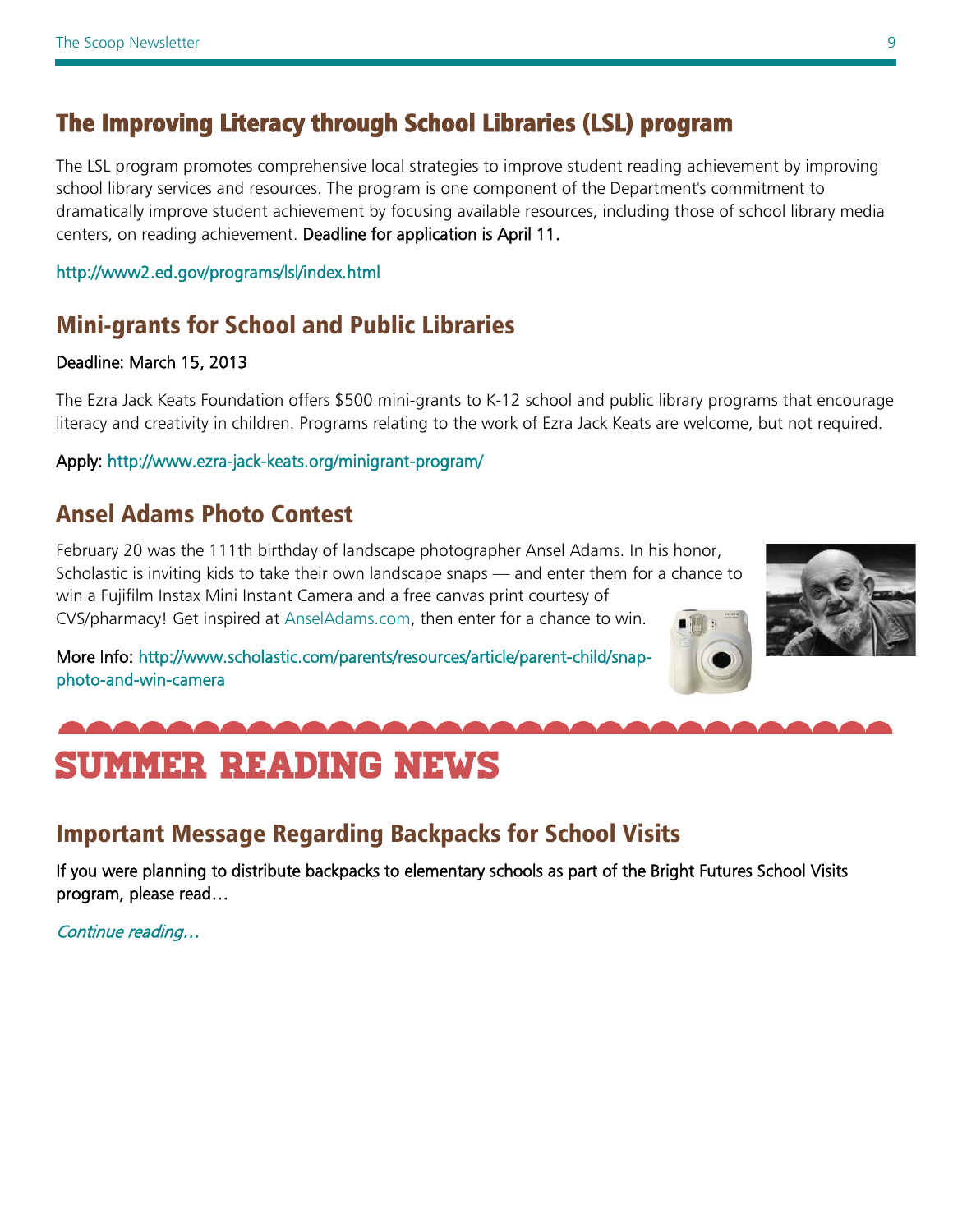## The Improving Literacy through School Libraries (LSL) program

The LSL program promotes comprehensive local strategies to improve student reading achievement by improving school library services and resources. The program is one component of the Department's commitment to dramatically improve student achievement by focusing available resources, including those of school library media centers, on reading achievement. Deadline for application is April 11.

http://www2.ed.gov/programs/lsl/index.html

## Mini-grants for School and Public Libraries

Deadline: March 15, 2013

The Ezra Jack Keats Foundation offers $500 mini-grants to K-12 school and public library programs that encourage literacy and creativity in children. Programs relating to the work of Ezra Jack Keats are welcome, but not required.

Apply: http://www.ezra-jack-keats.org/minigrant-program/

## Ansel Adams Photo Contest

February 20 was the 111th birthday of landscape photographer Ansel Adams. In his honor, Scholastic is inviting kids to take their own landscape snaps — and enter them for a chance to win a Fujifilm Instax Mini Instant Camera and a free canvas print courtesy of CVS/pharmacy! Get inspired at AnselAdams.com, then enter for a chance to win.

More Info: http://www.scholastic.com/parents/resources/article/parent-child/snap-photo-and-win-camera

# SUMMER READING NEWS

## Important Message Regarding Backpacks for School Visits

If you were planning to distribute backpacks to elementary schools as part of the Bright Futures School Visits program, please read…

*Continue reading…*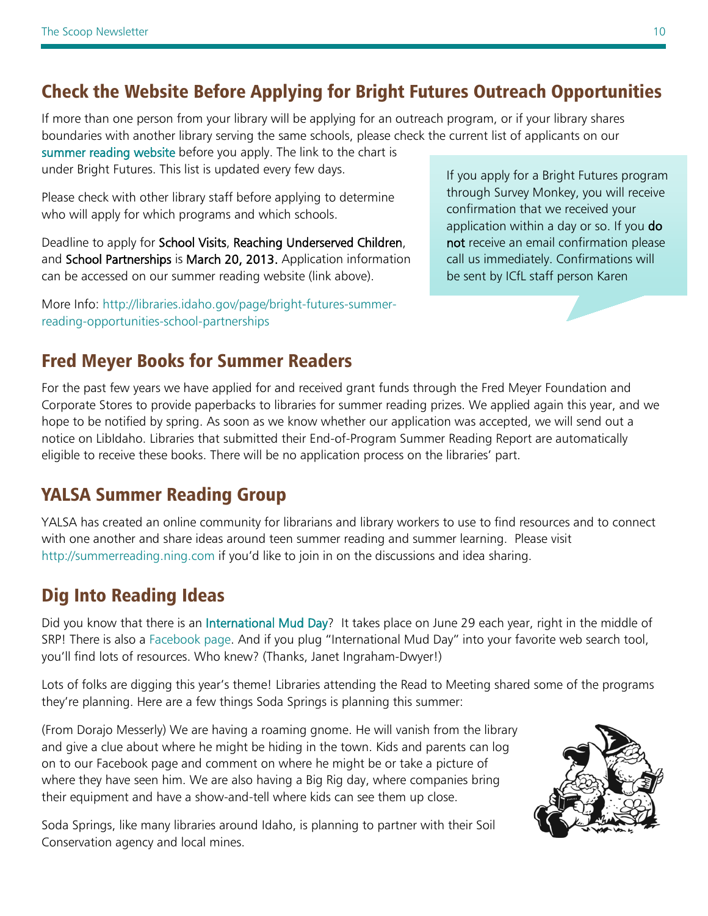## Check the Website Before Applying for Bright Futures Outreach Opportunities

If more than one person from your library will be applying for an outreach program, or if your library shares boundaries with another library serving the same schools, please check the current list of applicants on our summer reading website before you apply. The link to the chart is under Bright Futures. This list is updated every few days.

Please check with other library staff before applying to determine who will apply for which programs and which schools.

Deadline to apply for School Visits, Reaching Underserved Children, and School Partnerships is March 20, 2013. Application information can be accessed on our summer reading website (link above).

More Info: http://libraries.idaho.gov/page/bright-futures-summer-reading-opportunities-school-partnerships

> If you apply for a Bright Futures program through Survey Monkey, you will receive confirmation that we received your application within a day or so. If you **do not** receive an email confirmation please call us immediately. Confirmations will be sent by ICfL staff person Karen

## Fred Meyer Books for Summer Readers

For the past few years we have applied for and received grant funds through the Fred Meyer Foundation and Corporate Stores to provide paperbacks to libraries for summer reading prizes. We applied again this year, and we hope to be notified by spring. As soon as we know whether our application was accepted, we will send out a notice on LibIdaho. Libraries that submitted their End-of-Program Summer Reading Report are automatically eligible to receive these books. There will be no application process on the libraries' part.

## YALSA Summer Reading Group

YALSA has created an online community for librarians and library workers to use to find resources and to connect with one another and share ideas around teen summer reading and summer learning. Please visit http://summerreading.ning.com if you'd like to join in on the discussions and idea sharing.

## Dig Into Reading Ideas

Did you know that there is an International Mud Day? It takes place on June 29 each year, right in the middle of SRP! There is also a Facebook page. And if you plug "International Mud Day" into your favorite web search tool, you'll find lots of resources. Who knew? (Thanks, Janet Ingraham-Dwyer!)

Lots of folks are digging this year's theme! Libraries attending the Read to Meeting shared some of the programs they're planning. Here are a few things Soda Springs is planning this summer:

(From Dorajo Messerly) We are having a roaming gnome. He will vanish from the library and give a clue about where he might be hiding in the town. Kids and parents can log on to our Facebook page and comment on where he might be or take a picture of where they have seen him. We are also having a Big Rig day, where companies bring their equipment and have a show-and-tell where kids can see them up close.

Soda Springs, like many libraries around Idaho, is planning to partner with their Soil Conservation agency and local mines.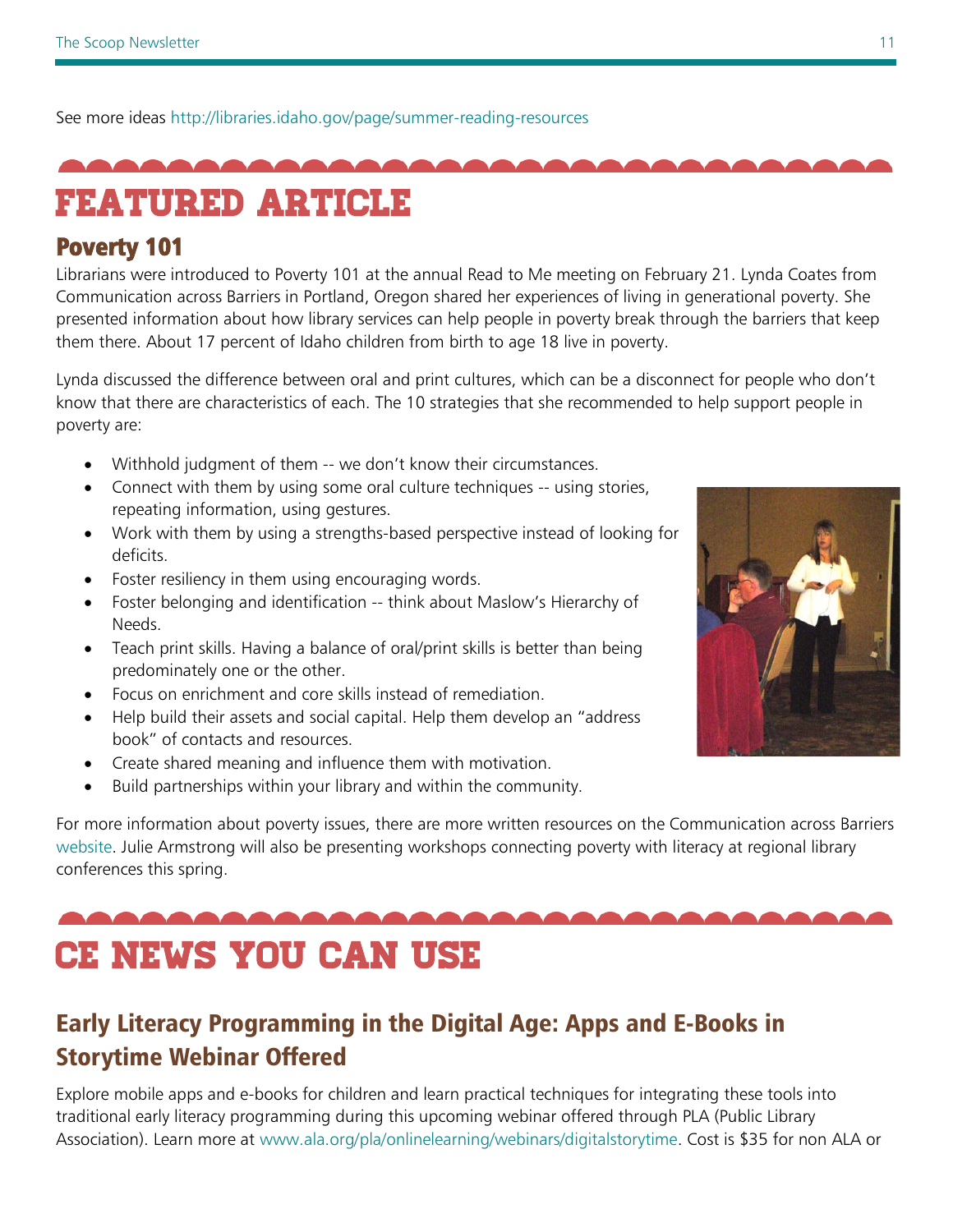See more ideas http://libraries.idaho.gov/page/summer-reading-resources

# FEATURED ARTICLE

## Poverty 101

Librarians were introduced to Poverty 101 at the annual Read to Me meeting on February 21. Lynda Coates from Communication across Barriers in Portland, Oregon shared her experiences of living in generational poverty. She presented information about how library services can help people in poverty break through the barriers that keep them there. About 17 percent of Idaho children from birth to age 18 live in poverty.

Lynda discussed the difference between oral and print cultures, which can be a disconnect for people who don't know that there are characteristics of each. The 10 strategies that she recommended to help support people in poverty are:

- Withhold judgment of them -- we don't know their circumstances.
- Connect with them by using some oral culture techniques -- using stories, repeating information, using gestures.
- Work with them by using a strengths-based perspective instead of looking for deficits.
- Foster resiliency in them using encouraging words.
- Foster belonging and identification -- think about Maslow's Hierarchy of Needs.
- Teach print skills. Having a balance of oral/print skills is better than being predominately one or the other.
- Focus on enrichment and core skills instead of remediation.
- Help build their assets and social capital. Help them develop an "address book" of contacts and resources.
- Create shared meaning and influence them with motivation.
- Build partnerships within your library and within the community.

For more information about poverty issues, there are more written resources on the Communication across Barriers website. Julie Armstrong will also be presenting workshops connecting poverty with literacy at regional library conferences this spring.

# CE NEWS YOU CAN USE

## Early Literacy Programming in the Digital Age: Apps and E-Books in Storytime Webinar Offered

Explore mobile apps and e-books for children and learn practical techniques for integrating these tools into traditional early literacy programming during this upcoming webinar offered through PLA (Public Library Association). Learn more at www.ala.org/pla/onlinelearning/webinars/digitalstorytime. Cost is $35 for non ALA or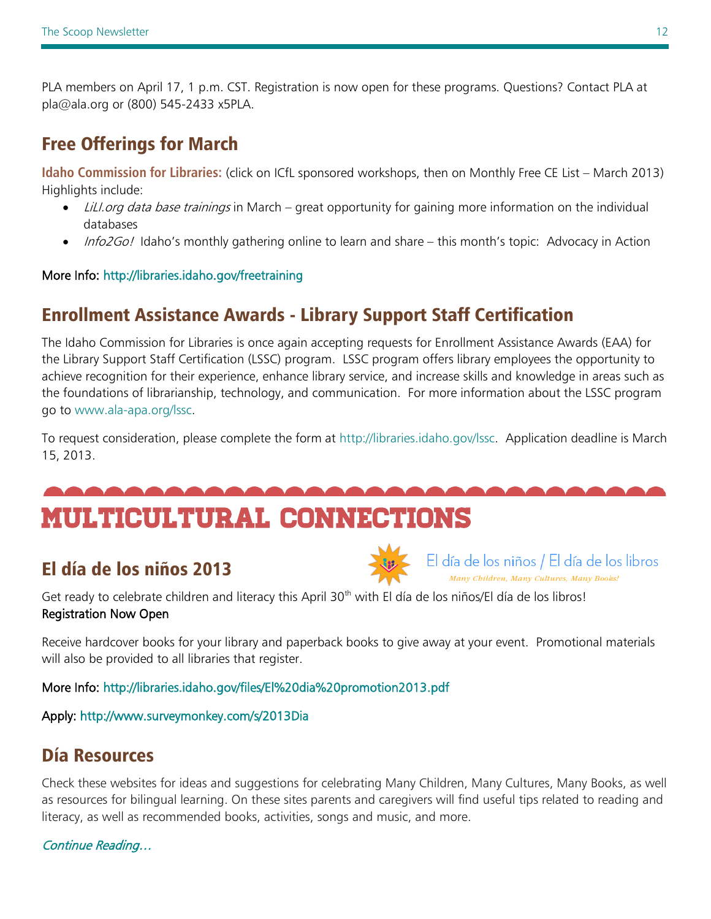PLA members on April 17, 1 p.m. CST. Registration is now open for these programs. Questions? Contact PLA at pla@ala.org or (800) 545-2433 x5PLA.

## Free Offerings for March

**Idaho Commission for Libraries:** (click on ICfL sponsored workshops, then on Monthly Free CE List – March 2013) Highlights include:

- *LiLI.org data base trainings* in March – great opportunity for gaining more information on the individual databases
- *Info2Go!* Idaho's monthly gathering online to learn and share – this month's topic: Advocacy in Action

More Info: http://libraries.idaho.gov/freetraining

## Enrollment Assistance Awards - Library Support Staff Certification

The Idaho Commission for Libraries is once again accepting requests for Enrollment Assistance Awards (EAA) for the Library Support Staff Certification (LSSC) program. LSSC program offers library employees the opportunity to achieve recognition for their experience, enhance library service, and increase skills and knowledge in areas such as the foundations of librarianship, technology, and communication. For more information about the LSSC program go to www.ala-apa.org/lssc.

To request consideration, please complete the form at http://libraries.idaho.gov/lssc. Application deadline is March 15, 2013.

# MULTICULTURAL CONNECTIONS

## El día de los niños 2013

El día de los niños / El día de los libros

*Many Children, Many Cultures, Many Books!*

Get ready to celebrate children and literacy this April 30th with El día de los niños/El día de los libros!

Registration Now Open

Receive hardcover books for your library and paperback books to give away at your event. Promotional materials will also be provided to all libraries that register.

More Info: http://libraries.idaho.gov/files/El%20dia%20promotion2013.pdf

Apply: http://www.surveymonkey.com/s/2013Dia

## Día Resources

Check these websites for ideas and suggestions for celebrating Many Children, Many Cultures, Many Books, as well as resources for bilingual learning. On these sites parents and caregivers will find useful tips related to reading and literacy, as well as recommended books, activities, songs and music, and more.

*Continue Reading…*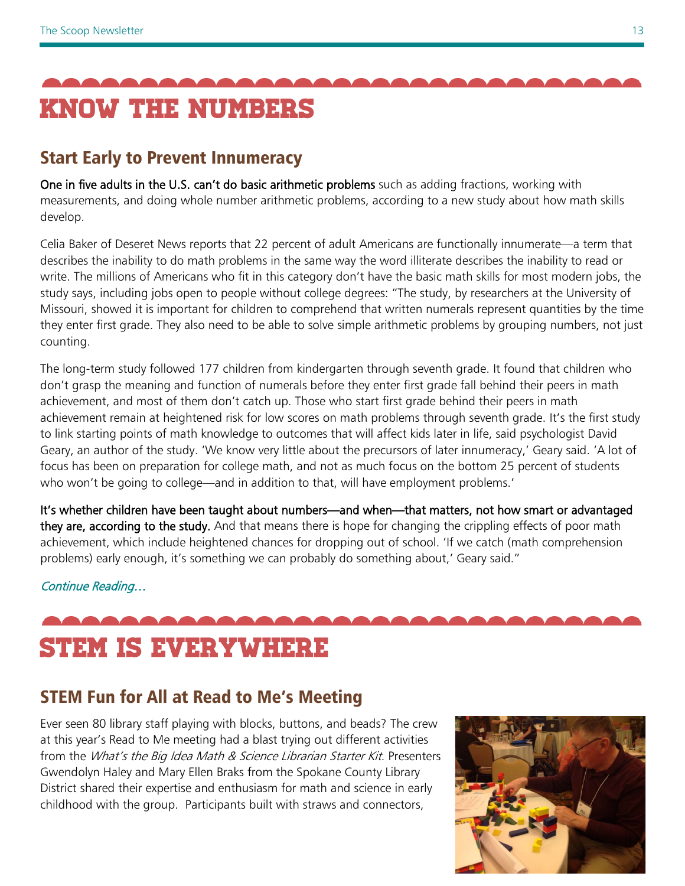# KNOW THE NUMBERS

## Start Early to Prevent Innumeracy

**One in five adults in the U.S. can't do basic arithmetic problems** such as adding fractions, working with measurements, and doing whole number arithmetic problems, according to a new study about how math skills develop.

Celia Baker of Deseret News reports that 22 percent of adult Americans are functionally innumerate—a term that describes the inability to do math problems in the same way the word illiterate describes the inability to read or write. The millions of Americans who fit in this category don't have the basic math skills for most modern jobs, the study says, including jobs open to people without college degrees: "The study, by researchers at the University of Missouri, showed it is important for children to comprehend that written numerals represent quantities by the time they enter first grade. They also need to be able to solve simple arithmetic problems by grouping numbers, not just counting.

The long-term study followed 177 children from kindergarten through seventh grade. It found that children who don't grasp the meaning and function of numerals before they enter first grade fall behind their peers in math achievement, and most of them don't catch up. Those who start first grade behind their peers in math achievement remain at heightened risk for low scores on math problems through seventh grade. It's the first study to link starting points of math knowledge to outcomes that will affect kids later in life, said psychologist David Geary, an author of the study. 'We know very little about the precursors of later innumeracy,' Geary said. 'A lot of focus has been on preparation for college math, and not as much focus on the bottom 25 percent of students who won't be going to college—and in addition to that, will have employment problems.'

**It's whether children have been taught about numbers—and when—that matters, not how smart or advantaged they are, according to the study.** And that means there is hope for changing the crippling effects of poor math achievement, which include heightened chances for dropping out of school. 'If we catch (math comprehension problems) early enough, it's something we can probably do something about,' Geary said."

*Continue Reading…*

# STEM IS EVERYWHERE

## STEM Fun for All at Read to Me's Meeting

Ever seen 80 library staff playing with blocks, buttons, and beads? The crew at this year's Read to Me meeting had a blast trying out different activities from the *What's the Big Idea Math & Science Librarian Starter Kit*. Presenters Gwendolyn Haley and Mary Ellen Braks from the Spokane County Library District shared their expertise and enthusiasm for math and science in early childhood with the group. Participants built with straws and connectors,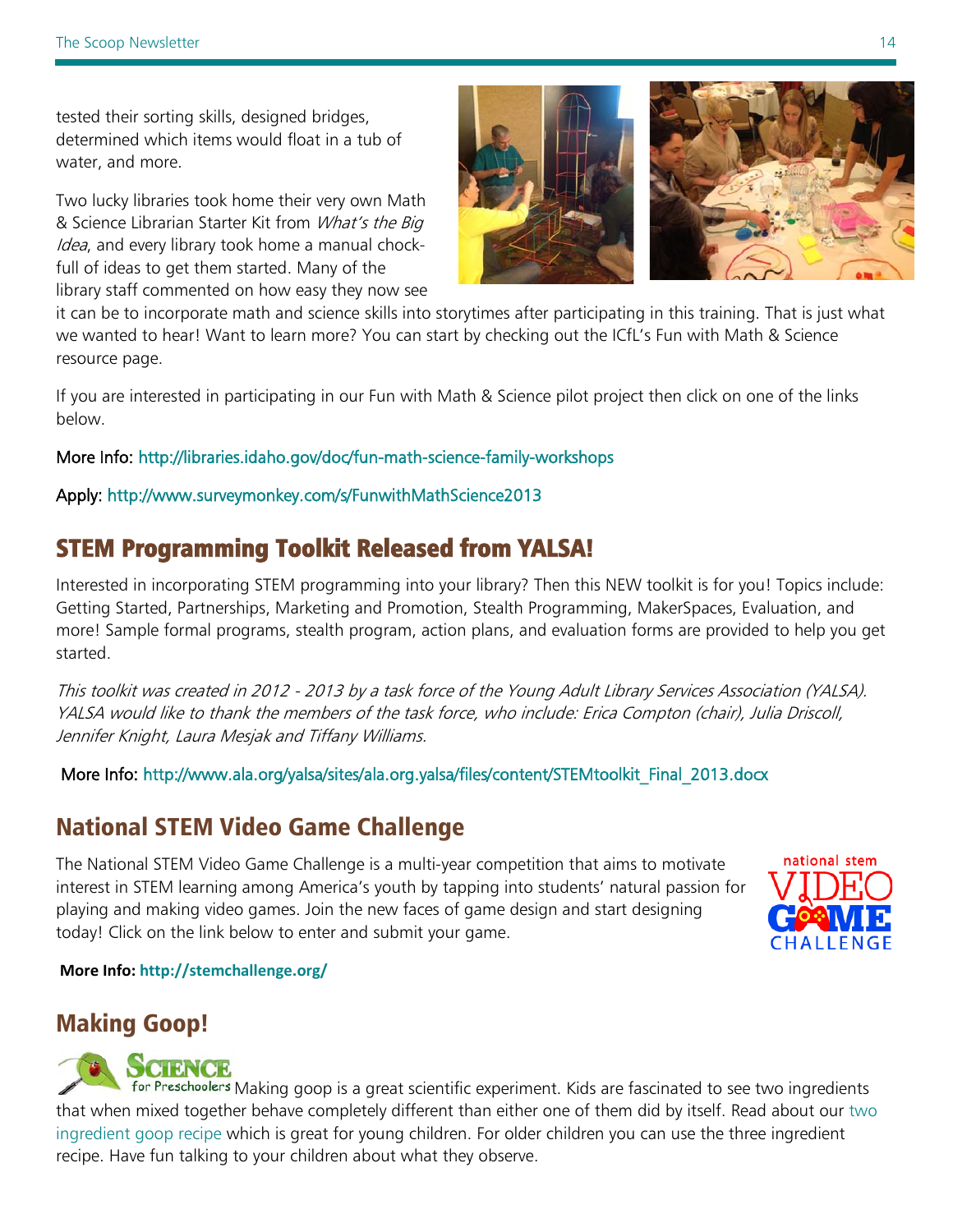tested their sorting skills, designed bridges, determined which items would float in a tub of water, and more.

Two lucky libraries took home their very own Math & Science Librarian Starter Kit from *What's the Big Idea*, and every library took home a manual chock-full of ideas to get them started. Many of the library staff commented on how easy they now see it can be to incorporate math and science skills into storytimes after participating in this training. That is just what we wanted to hear! Want to learn more? You can start by checking out the ICfL's Fun with Math & Science resource page.

If you are interested in participating in our Fun with Math & Science pilot project then click on one of the links below.

More Info: http://libraries.idaho.gov/doc/fun-math-science-family-workshops

Apply: http://www.surveymonkey.com/s/FunwithMathScience2013

## STEM Programming Toolkit Released from YALSA!

Interested in incorporating STEM programming into your library? Then this NEW toolkit is for you! Topics include: Getting Started, Partnerships, Marketing and Promotion, Stealth Programming, MakerSpaces, Evaluation, and more! Sample formal programs, stealth program, action plans, and evaluation forms are provided to help you get started.

*This toolkit was created in 2012 - 2013 by a task force of the Young Adult Library Services Association (YALSA). YALSA would like to thank the members of the task force, who include: Erica Compton (chair), Julia Driscoll, Jennifer Knight, Laura Mesjak and Tiffany Williams.*

More Info: http://www.ala.org/yalsa/sites/ala.org.yalsa/files/content/STEMtoolkit_Final_2013.docx

## National STEM Video Game Challenge

The National STEM Video Game Challenge is a multi-year competition that aims to motivate interest in STEM learning among America's youth by tapping into students' natural passion for playing and making video games. Join the new faces of game design and start designing today! Click on the link below to enter and submit your game.

**More Info: http://stemchallenge.org/**

## Making Goop!

Making goop is a great scientific experiment. Kids are fascinated to see two ingredients that when mixed together behave completely different than either one of them did by itself. Read about our two ingredient goop recipe which is great for young children. For older children you can use the three ingredient recipe. Have fun talking to your children about what they observe.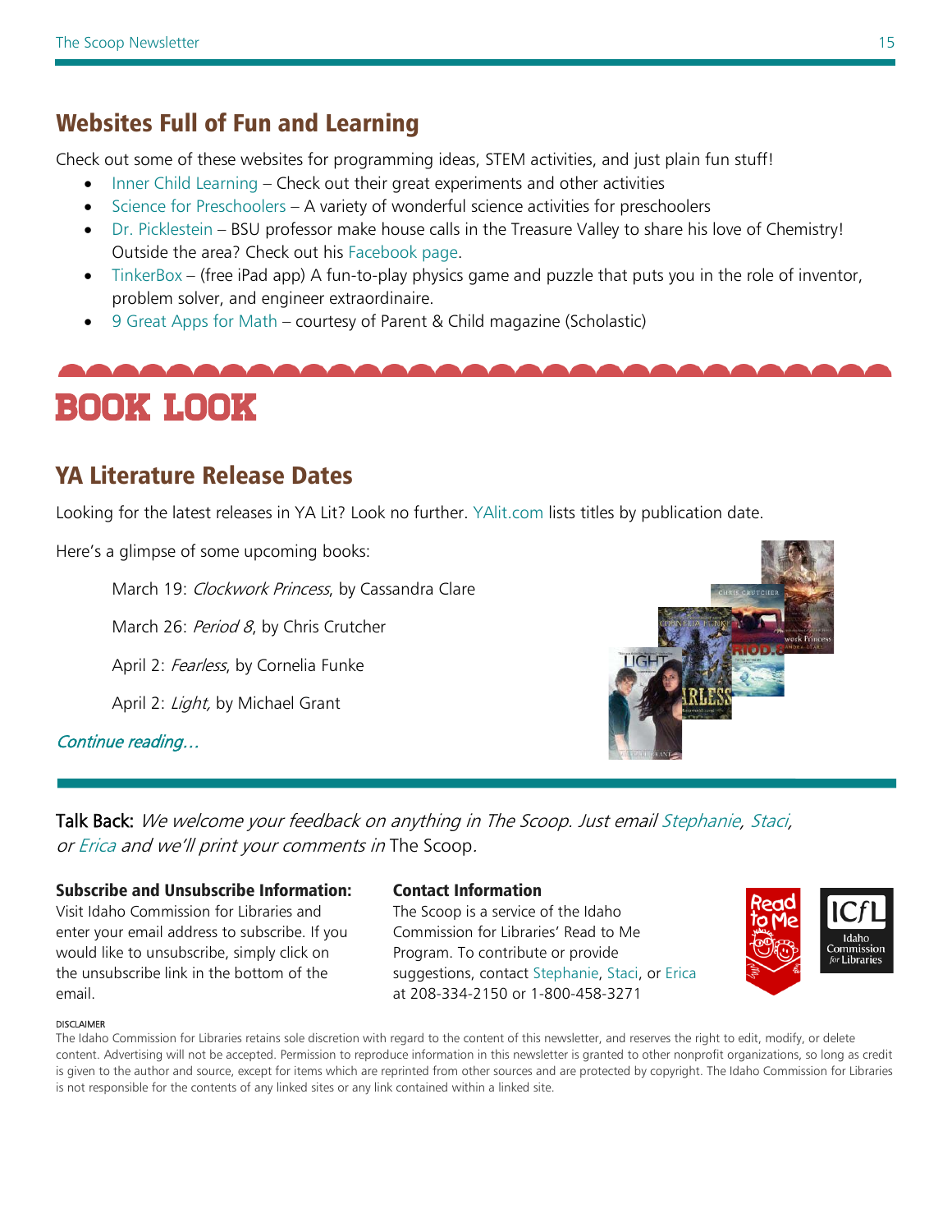## Websites Full of Fun and Learning

Check out some of these websites for programming ideas, STEM activities, and just plain fun stuff!

- Inner Child Learning – Check out their great experiments and other activities
- Science for Preschoolers – A variety of wonderful science activities for preschoolers
- Dr. Picklestein – BSU professor make house calls in the Treasure Valley to share his love of Chemistry! Outside the area? Check out his Facebook page.
- TinkerBox – (free iPad app) A fun-to-play physics game and puzzle that puts you in the role of inventor, problem solver, and engineer extraordinaire.
- 9 Great Apps for Math – courtesy of Parent & Child magazine (Scholastic)

# BOOK LOOK

## YA Literature Release Dates

Looking for the latest releases in YA Lit? Look no further. YAlit.com lists titles by publication date.

Here's a glimpse of some upcoming books:

March 19: *Clockwork Princess*, by Cassandra Clare

March 26: *Period 8*, by Chris Crutcher

April 2: *Fearless*, by Cornelia Funke

April 2: *Light,* by Michael Grant

*Continue reading…*

Talk Back: *We welcome your feedback on anything in The Scoop. Just email Stephanie, Staci, or Erica and we'll print your comments in* The Scoop*.*

**Subscribe and Unsubscribe Information:**
Visit Idaho Commission for Libraries and enter your email address to subscribe. If you would like to unsubscribe, simply click on the unsubscribe link in the bottom of the email.

**Contact Information**
The Scoop is a service of the Idaho Commission for Libraries' Read to Me Program. To contribute or provide suggestions, contact Stephanie, Staci, or Erica at 208-334-2150 or 1-800-458-3271

DISCLAIMER
The Idaho Commission for Libraries retains sole discretion with regard to the content of this newsletter, and reserves the right to edit, modify, or delete content. Advertising will not be accepted. Permission to reproduce information in this newsletter is granted to other nonprofit organizations, so long as credit is given to the author and source, except for items which are reprinted from other sources and are protected by copyright. The Idaho Commission for Libraries is not responsible for the contents of any linked sites or any link contained within a linked site.